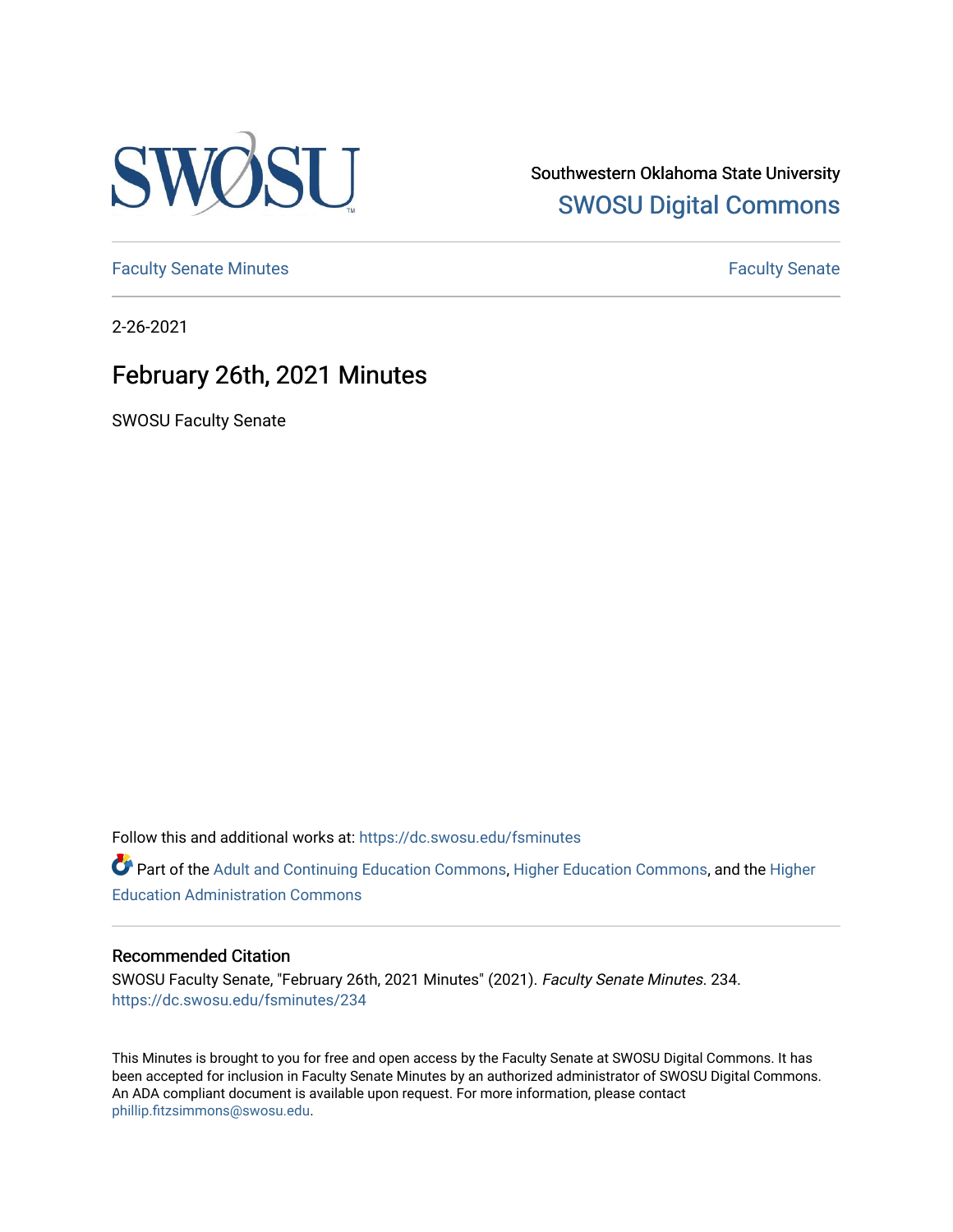Southwestern Oklahoma State University

SWOSU Digital Commons

Faculty Senate Minutes

Faculty Senate

2-26-2021

# February 26th, 2021 Minutes

SWOSU Faculty Senate

Follow this and additional works at: https://dc.swosu.edu/fsminutes

Part of the Adult and Continuing Education Commons, Higher Education Commons, and the Higher Education Administration Commons

## Recommended Citation

SWOSU Faculty Senate, "February 26th, 2021 Minutes" (2021). *Faculty Senate Minutes*. 234.
https://dc.swosu.edu/fsminutes/234

This Minutes is brought to you for free and open access by the Faculty Senate at SWOSU Digital Commons. It has been accepted for inclusion in Faculty Senate Minutes by an authorized administrator of SWOSU Digital Commons. An ADA compliant document is available upon request. For more information, please contact phillip.fitzsimmons@swosu.edu.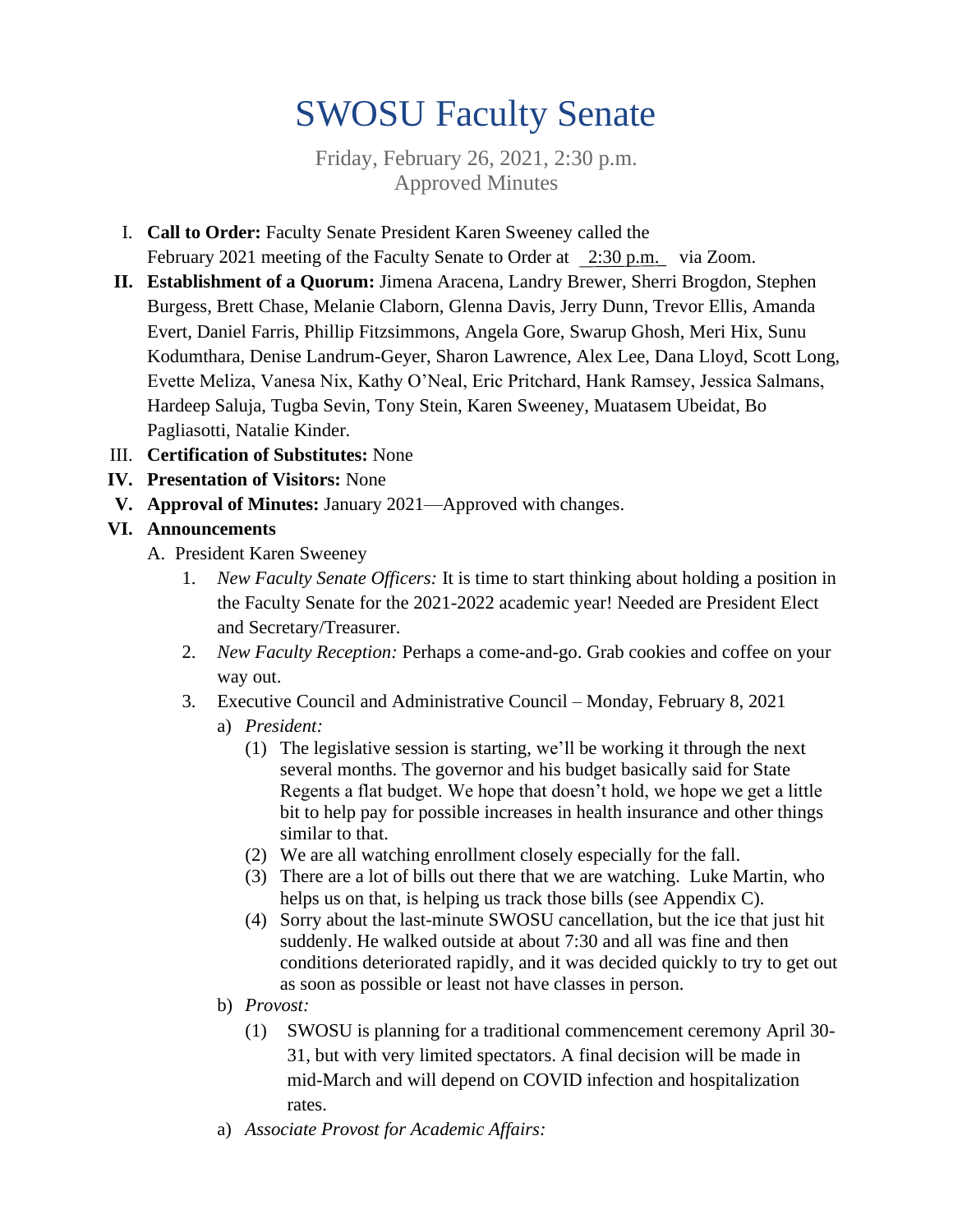# SWOSU Faculty Senate

Friday, February 26, 2021, 2:30 p.m.
Approved Minutes

I. **Call to Order:** Faculty Senate President Karen Sweeney called the February 2021 meeting of the Faculty Senate to Order at 2:30 p.m. via Zoom.

II. **Establishment of a Quorum:** Jimena Aracena, Landry Brewer, Sherri Brogdon, Stephen Burgess, Brett Chase, Melanie Claborn, Glenna Davis, Jerry Dunn, Trevor Ellis, Amanda Evert, Daniel Farris, Phillip Fitzsimmons, Angela Gore, Swarup Ghosh, Meri Hix, Sunu Kodumthara, Denise Landrum-Geyer, Sharon Lawrence, Alex Lee, Dana Lloyd, Scott Long, Evette Meliza, Vanesa Nix, Kathy O'Neal, Eric Pritchard, Hank Ramsey, Jessica Salmans, Hardeep Saluja, Tugba Sevin, Tony Stein, Karen Sweeney, Muatasem Ubeidat, Bo Pagliasotti, Natalie Kinder.

III. **Certification of Substitutes:** None

IV. **Presentation of Visitors:** None

V. **Approval of Minutes:** January 2021—Approved with changes.

VI. **Announcements**

A. President Karen Sweeney

1. *New Faculty Senate Officers:* It is time to start thinking about holding a position in the Faculty Senate for the 2021-2022 academic year! Needed are President Elect and Secretary/Treasurer.
2. *New Faculty Reception:* Perhaps a come-and-go. Grab cookies and coffee on your way out.
3. Executive Council and Administrative Council – Monday, February 8, 2021
   a) *President:*
      (1) The legislative session is starting, we'll be working it through the next several months. The governor and his budget basically said for State Regents a flat budget. We hope that doesn't hold, we hope we get a little bit to help pay for possible increases in health insurance and other things similar to that.
      (2) We are all watching enrollment closely especially for the fall.
      (3) There are a lot of bills out there that we are watching. Luke Martin, who helps us on that, is helping us track those bills (see Appendix C).
      (4) Sorry about the last-minute SWOSU cancellation, but the ice that just hit suddenly. He walked outside at about 7:30 and all was fine and then conditions deteriorated rapidly, and it was decided quickly to try to get out as soon as possible or least not have classes in person.
   b) *Provost:*
      (1) SWOSU is planning for a traditional commencement ceremony April 30-31, but with very limited spectators. A final decision will be made in mid-March and will depend on COVID infection and hospitalization rates.
   a) *Associate Provost for Academic Affairs:*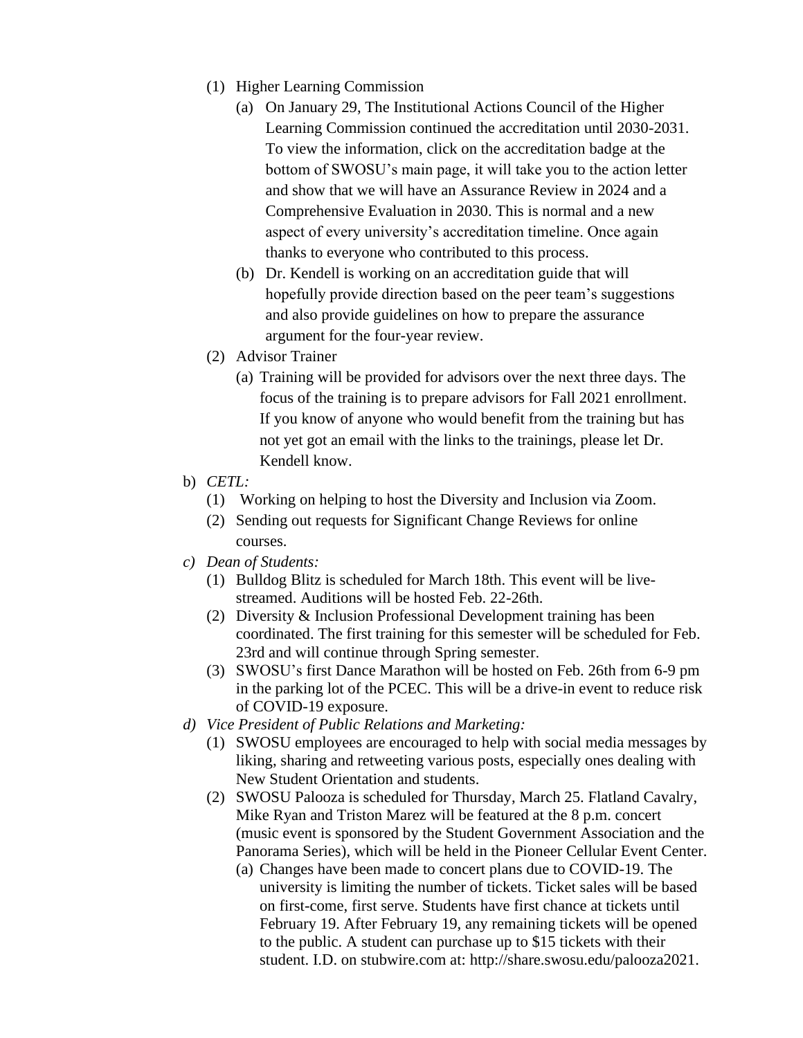(1) Higher Learning Commission

   (a) On January 29, The Institutional Actions Council of the Higher Learning Commission continued the accreditation until 2030-2031. To view the information, click on the accreditation badge at the bottom of SWOSU's main page, it will take you to the action letter and show that we will have an Assurance Review in 2024 and a Comprehensive Evaluation in 2030. This is normal and a new aspect of every university's accreditation timeline. Once again thanks to everyone who contributed to this process.

   (b) Dr. Kendell is working on an accreditation guide that will hopefully provide direction based on the peer team's suggestions and also provide guidelines on how to prepare the assurance argument for the four-year review.

(2) Advisor Trainer

   (a) Training will be provided for advisors over the next three days. The focus of the training is to prepare advisors for Fall 2021 enrollment. If you know of anyone who would benefit from the training but has not yet got an email with the links to the trainings, please let Dr. Kendell know.

b) *CETL:*

   (1) Working on helping to host the Diversity and Inclusion via Zoom.

   (2) Sending out requests for Significant Change Reviews for online courses.

*c) Dean of Students:*

   (1) Bulldog Blitz is scheduled for March 18th. This event will be live-streamed. Auditions will be hosted Feb. 22-26th.

   (2) Diversity & Inclusion Professional Development training has been coordinated. The first training for this semester will be scheduled for Feb. 23rd and will continue through Spring semester.

   (3) SWOSU's first Dance Marathon will be hosted on Feb. 26th from 6-9 pm in the parking lot of the PCEC. This will be a drive-in event to reduce risk of COVID-19 exposure.

*d) Vice President of Public Relations and Marketing:*

   (1) SWOSU employees are encouraged to help with social media messages by liking, sharing and retweeting various posts, especially ones dealing with New Student Orientation and students.

   (2) SWOSU Palooza is scheduled for Thursday, March 25. Flatland Cavalry, Mike Ryan and Triston Marez will be featured at the 8 p.m. concert (music event is sponsored by the Student Government Association and the Panorama Series), which will be held in the Pioneer Cellular Event Center.

      (a) Changes have been made to concert plans due to COVID-19. The university is limiting the number of tickets. Ticket sales will be based on first-come, first serve. Students have first chance at tickets until February 19. After February 19, any remaining tickets will be opened to the public. A student can purchase up to $15 tickets with their student. I.D. on stubwire.com at: http://share.swosu.edu/palooza2021.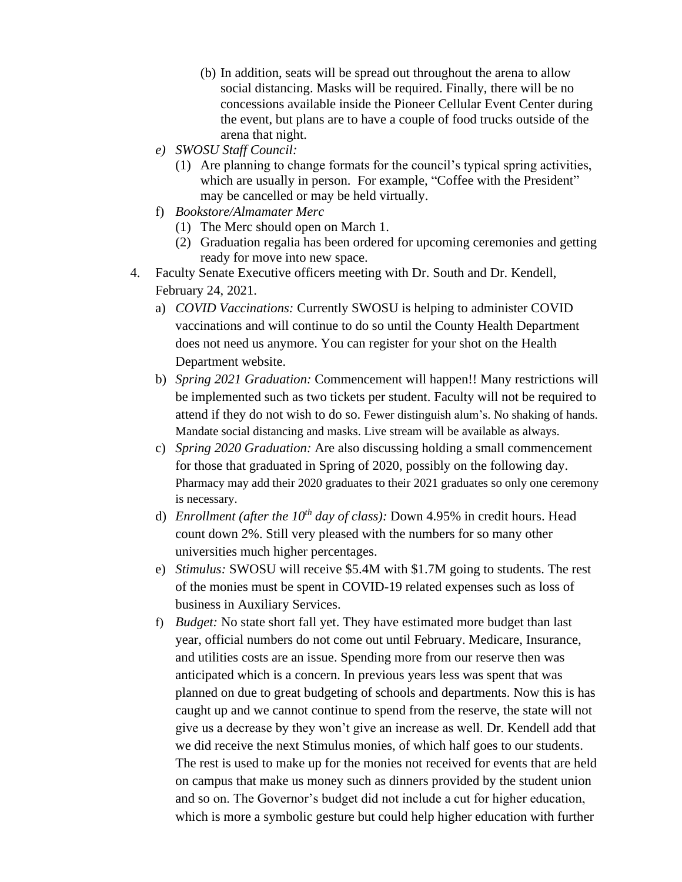(b) In addition, seats will be spread out throughout the arena to allow social distancing. Masks will be required. Finally, there will be no concessions available inside the Pioneer Cellular Event Center during the event, but plans are to have a couple of food trucks outside of the arena that night.

e) *SWOSU Staff Council:*

(1) Are planning to change formats for the council's typical spring activities, which are usually in person. For example, "Coffee with the President" may be cancelled or may be held virtually.

f) *Bookstore/Almamater Merc*

(1) The Merc should open on March 1.

(2) Graduation regalia has been ordered for upcoming ceremonies and getting ready for move into new space.

4. Faculty Senate Executive officers meeting with Dr. South and Dr. Kendell, February 24, 2021.

a) *COVID Vaccinations:* Currently SWOSU is helping to administer COVID vaccinations and will continue to do so until the County Health Department does not need us anymore. You can register for your shot on the Health Department website.

b) *Spring 2021 Graduation:* Commencement will happen!! Many restrictions will be implemented such as two tickets per student. Faculty will not be required to attend if they do not wish to do so. Fewer distinguish alum's. No shaking of hands. Mandate social distancing and masks. Live stream will be available as always.

c) *Spring 2020 Graduation:* Are also discussing holding a small commencement for those that graduated in Spring of 2020, possibly on the following day. Pharmacy may add their 2020 graduates to their 2021 graduates so only one ceremony is necessary.

d) *Enrollment (after the 10th day of class):* Down 4.95% in credit hours. Head count down 2%. Still very pleased with the numbers for so many other universities much higher percentages.

e) *Stimulus:* SWOSU will receive $5.4M with $1.7M going to students. The rest of the monies must be spent in COVID-19 related expenses such as loss of business in Auxiliary Services.

f) *Budget:* No state short fall yet. They have estimated more budget than last year, official numbers do not come out until February. Medicare, Insurance, and utilities costs are an issue. Spending more from our reserve then was anticipated which is a concern. In previous years less was spent that was planned on due to great budgeting of schools and departments. Now this is has caught up and we cannot continue to spend from the reserve, the state will not give us a decrease by they won't give an increase as well. Dr. Kendell add that we did receive the next Stimulus monies, of which half goes to our students. The rest is used to make up for the monies not received for events that are held on campus that make us money such as dinners provided by the student union and so on. The Governor's budget did not include a cut for higher education, which is more a symbolic gesture but could help higher education with further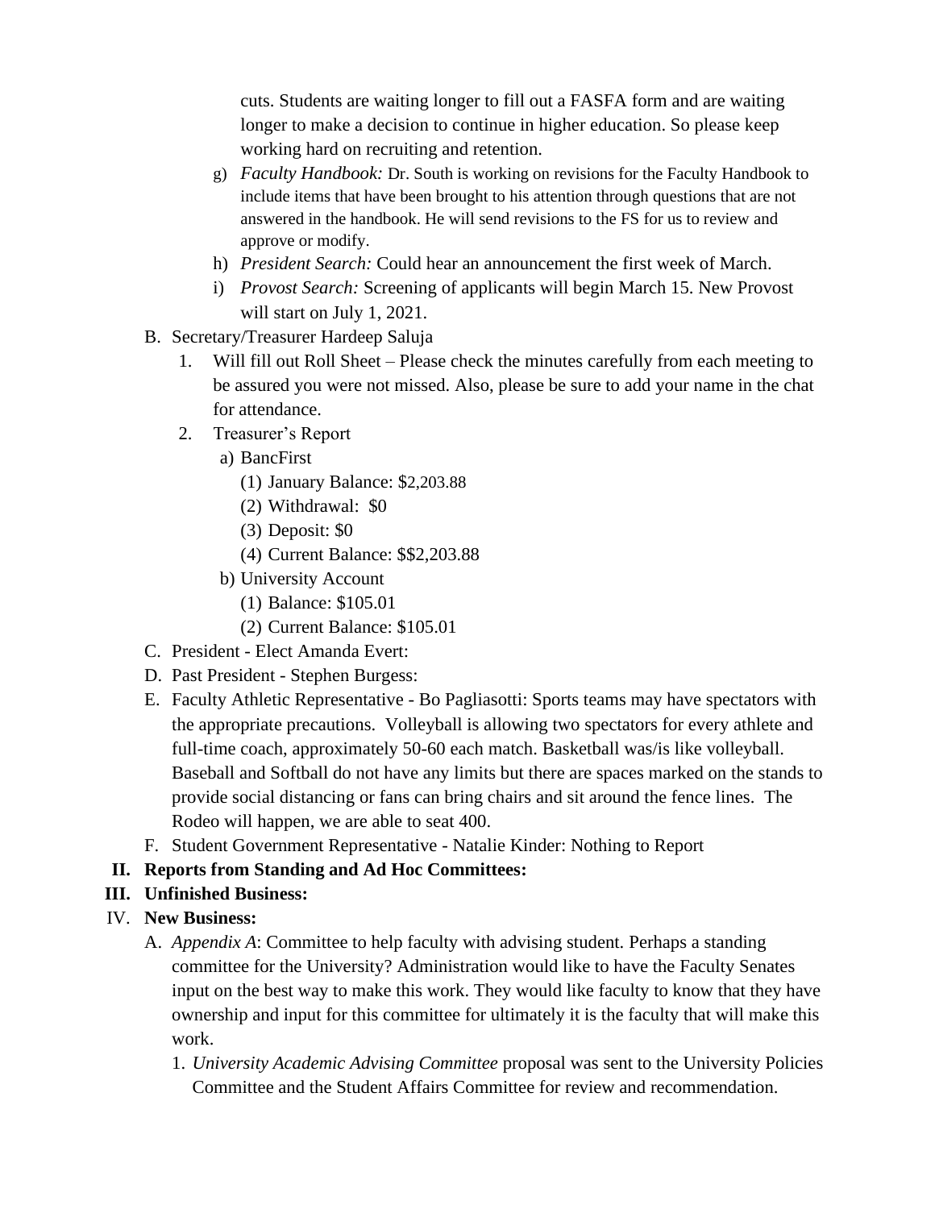cuts. Students are waiting longer to fill out a FASFA form and are waiting longer to make a decision to continue in higher education. So please keep working hard on recruiting and retention.

g) *Faculty Handbook:* Dr. South is working on revisions for the Faculty Handbook to include items that have been brought to his attention through questions that are not answered in the handbook. He will send revisions to the FS for us to review and approve or modify.

h) *President Search:* Could hear an announcement the first week of March.

i) *Provost Search:* Screening of applicants will begin March 15. New Provost will start on July 1, 2021.

B. Secretary/Treasurer Hardeep Saluja

1. Will fill out Roll Sheet – Please check the minutes carefully from each meeting to be assured you were not missed. Also, please be sure to add your name in the chat for attendance.
2. Treasurer's Report
   a) BancFirst
      (1) January Balance: $2,203.88
      (2) Withdrawal: $0
      (3) Deposit: $0
      (4) Current Balance: $$2,203.88
   b) University Account
      (1) Balance: $105.01
      (2) Current Balance: $105.01

C. President - Elect Amanda Evert:

D. Past President - Stephen Burgess:

E. Faculty Athletic Representative - Bo Pagliasotti: Sports teams may have spectators with the appropriate precautions. Volleyball is allowing two spectators for every athlete and full-time coach, approximately 50-60 each match. Basketball was/is like volleyball. Baseball and Softball do not have any limits but there are spaces marked on the stands to provide social distancing or fans can bring chairs and sit around the fence lines. The Rodeo will happen, we are able to seat 400.

F. Student Government Representative - Natalie Kinder: Nothing to Report

**II. Reports from Standing and Ad Hoc Committees:**

**III. Unfinished Business:**

IV. **New Business:**

A. *Appendix A*: Committee to help faculty with advising student. Perhaps a standing committee for the University? Administration would like to have the Faculty Senates input on the best way to make this work. They would like faculty to know that they have ownership and input for this committee for ultimately it is the faculty that will make this work.

1. *University Academic Advising Committee* proposal was sent to the University Policies Committee and the Student Affairs Committee for review and recommendation.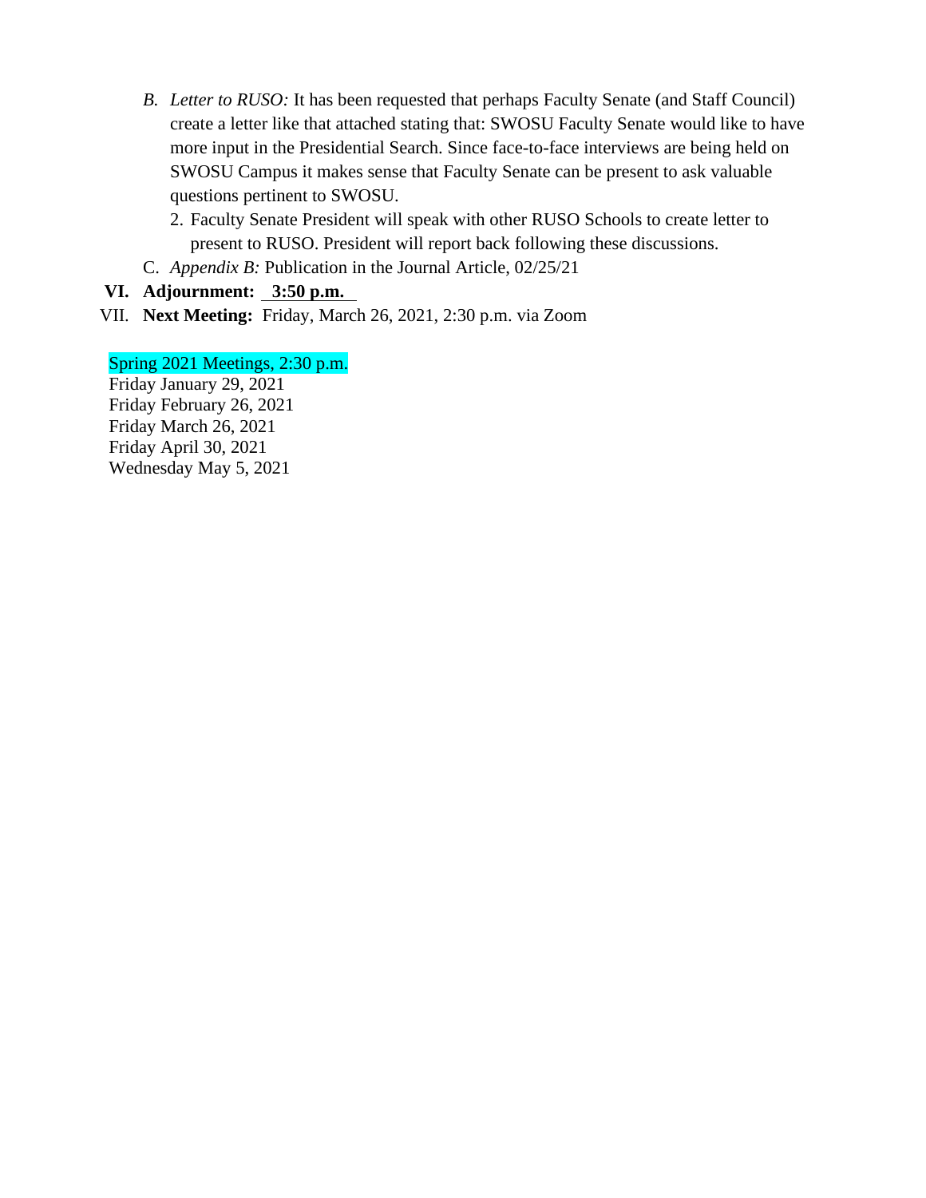B. *Letter to RUSO:* It has been requested that perhaps Faculty Senate (and Staff Council) create a letter like that attached stating that: SWOSU Faculty Senate would like to have more input in the Presidential Search. Since face-to-face interviews are being held on SWOSU Campus it makes sense that Faculty Senate can be present to ask valuable questions pertinent to SWOSU.

   2. Faculty Senate President will speak with other RUSO Schools to create letter to present to RUSO. President will report back following these discussions.

C. *Appendix B:* Publication in the Journal Article, 02/25/21

**VI. Adjournment:** **3:50 p.m.**

VII. **Next Meeting:** Friday, March 26, 2021, 2:30 p.m. via Zoom

Spring 2021 Meetings, 2:30 p.m.
Friday January 29, 2021
Friday February 26, 2021
Friday March 26, 2021
Friday April 30, 2021
Wednesday May 5, 2021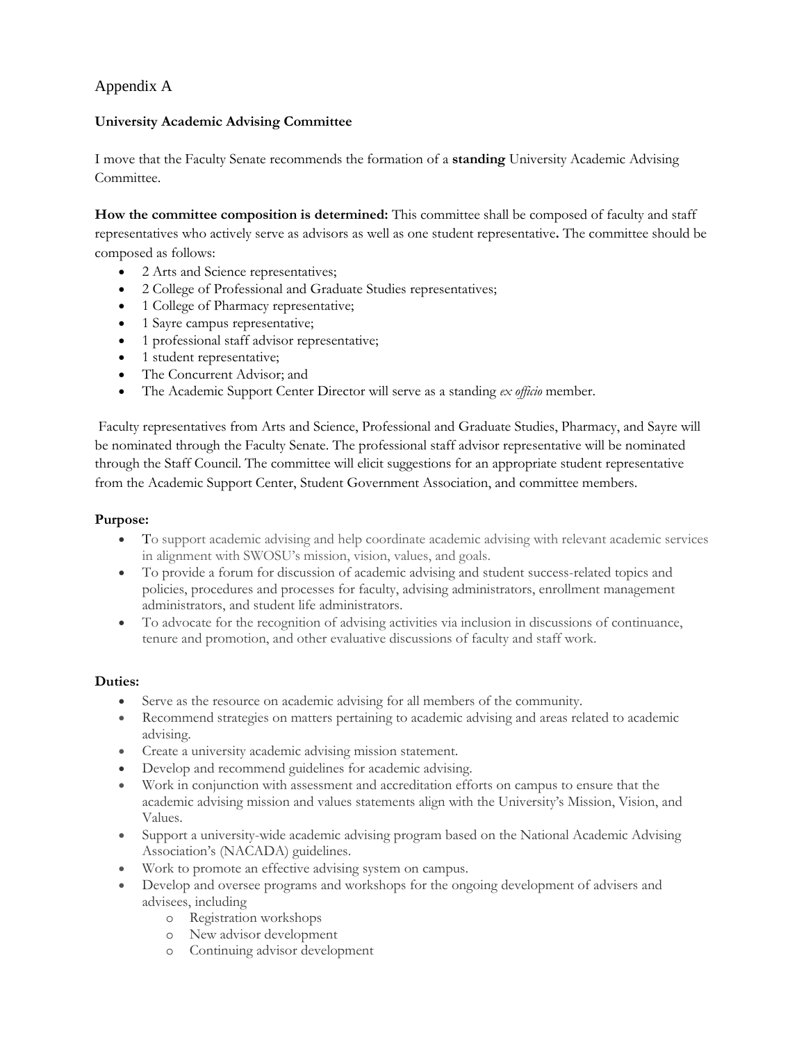# Appendix A

**University Academic Advising Committee**

I move that the Faculty Senate recommends the formation of a **standing** University Academic Advising Committee.

**How the committee composition is determined:** This committee shall be composed of faculty and staff representatives who actively serve as advisors as well as one student representative**.** The committee should be composed as follows:

- 2 Arts and Science representatives;
- 2 College of Professional and Graduate Studies representatives;
- 1 College of Pharmacy representative;
- 1 Sayre campus representative;
- 1 professional staff advisor representative;
- 1 student representative;
- The Concurrent Advisor; and
- The Academic Support Center Director will serve as a standing *ex officio* member.

Faculty representatives from Arts and Science, Professional and Graduate Studies, Pharmacy, and Sayre will be nominated through the Faculty Senate. The professional staff advisor representative will be nominated through the Staff Council. The committee will elicit suggestions for an appropriate student representative from the Academic Support Center, Student Government Association, and committee members.

**Purpose:**

- To support academic advising and help coordinate academic advising with relevant academic services in alignment with SWOSU's mission, vision, values, and goals.
- To provide a forum for discussion of academic advising and student success-related topics and policies, procedures and processes for faculty, advising administrators, enrollment management administrators, and student life administrators.
- To advocate for the recognition of advising activities via inclusion in discussions of continuance, tenure and promotion, and other evaluative discussions of faculty and staff work.

**Duties:**

- Serve as the resource on academic advising for all members of the community.
- Recommend strategies on matters pertaining to academic advising and areas related to academic advising.
- Create a university academic advising mission statement.
- Develop and recommend guidelines for academic advising.
- Work in conjunction with assessment and accreditation efforts on campus to ensure that the academic advising mission and values statements align with the University's Mission, Vision, and Values.
- Support a university-wide academic advising program based on the National Academic Advising Association's (NACADA) guidelines.
- Work to promote an effective advising system on campus.
- Develop and oversee programs and workshops for the ongoing development of advisers and advisees, including
  - Registration workshops
  - New advisor development
  - Continuing advisor development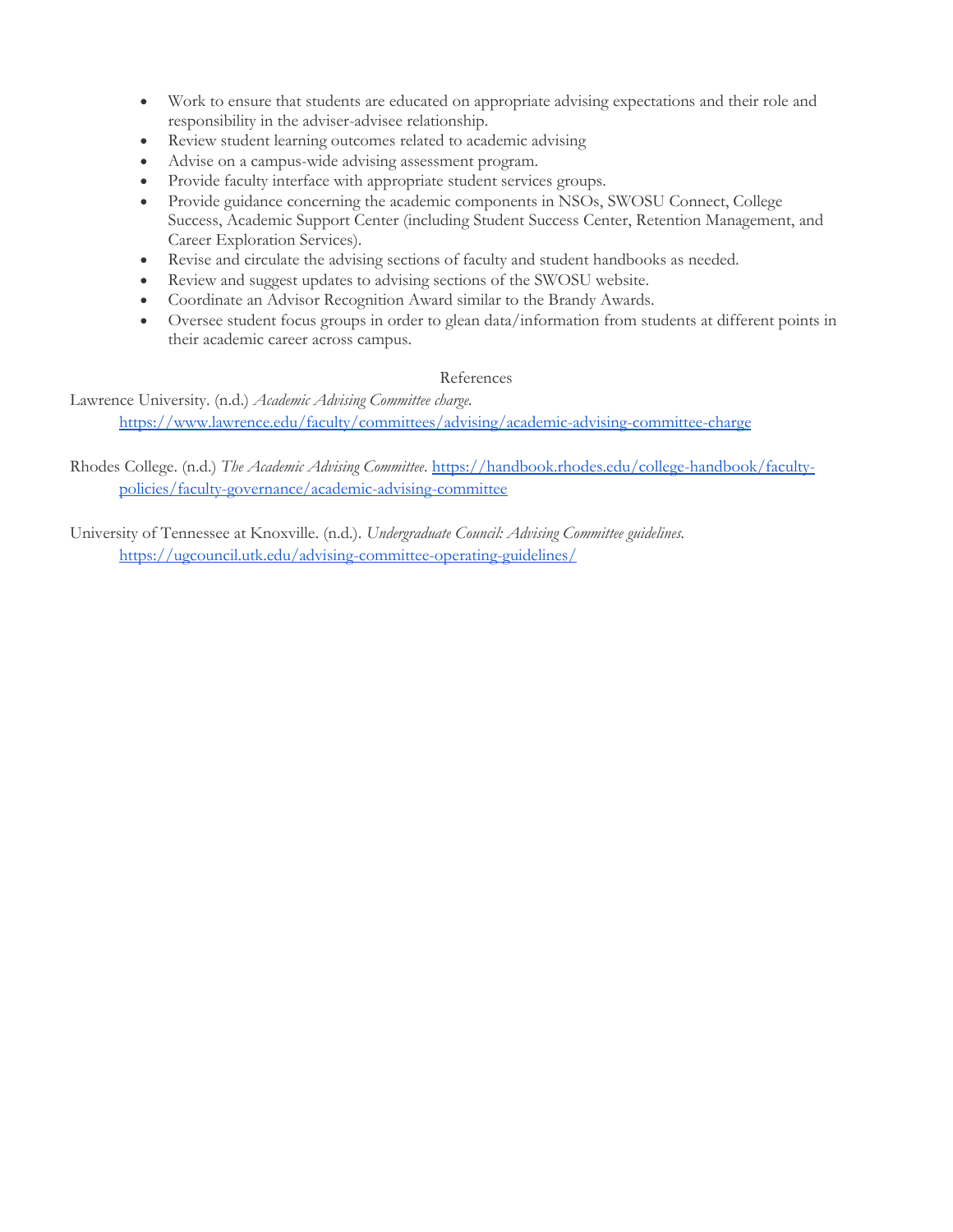- Work to ensure that students are educated on appropriate advising expectations and their role and responsibility in the adviser-advisee relationship.
- Review student learning outcomes related to academic advising
- Advise on a campus-wide advising assessment program.
- Provide faculty interface with appropriate student services groups.
- Provide guidance concerning the academic components in NSOs, SWOSU Connect, College Success, Academic Support Center (including Student Success Center, Retention Management, and Career Exploration Services).
- Revise and circulate the advising sections of faculty and student handbooks as needed.
- Review and suggest updates to advising sections of the SWOSU website.
- Coordinate an Advisor Recognition Award similar to the Brandy Awards.
- Oversee student focus groups in order to glean data/information from students at different points in their academic career across campus.

## References

Lawrence University. (n.d.) *Academic Advising Committee charge.* https://www.lawrence.edu/faculty/committees/advising/academic-advising-committee-charge

Rhodes College. (n.d.) *The Academic Advising Committee*. https://handbook.rhodes.edu/college-handbook/faculty-policies/faculty-governance/academic-advising-committee

University of Tennessee at Knoxville. (n.d.). *Undergraduate Council: Advising Committee guidelines.* https://ugcouncil.utk.edu/advising-committee-operating-guidelines/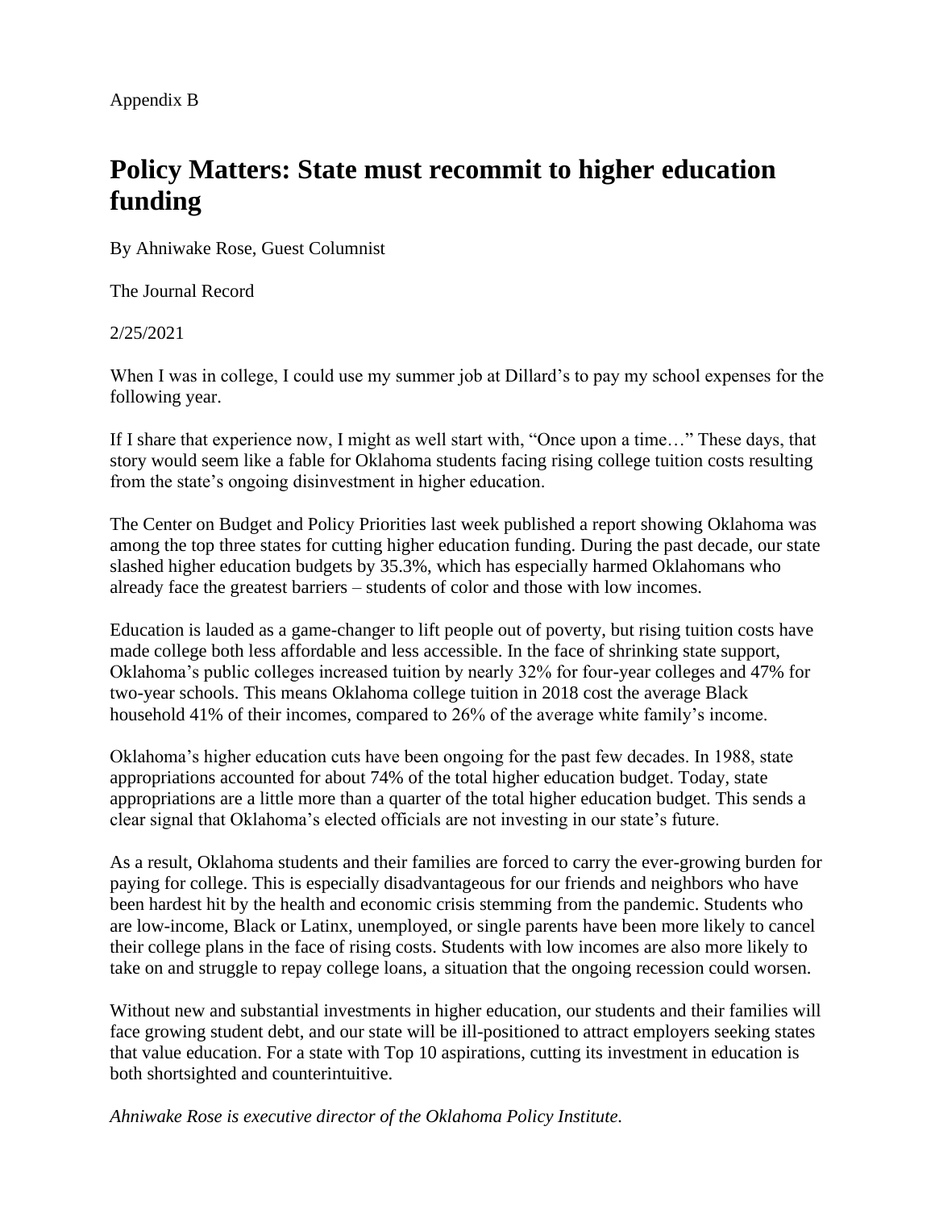Appendix B

# Policy Matters: State must recommit to higher education funding

By Ahniwake Rose, Guest Columnist

The Journal Record

2/25/2021

When I was in college, I could use my summer job at Dillard's to pay my school expenses for the following year.

If I share that experience now, I might as well start with, "Once upon a time…" These days, that story would seem like a fable for Oklahoma students facing rising college tuition costs resulting from the state's ongoing disinvestment in higher education.

The Center on Budget and Policy Priorities last week published a report showing Oklahoma was among the top three states for cutting higher education funding. During the past decade, our state slashed higher education budgets by 35.3%, which has especially harmed Oklahomans who already face the greatest barriers – students of color and those with low incomes.

Education is lauded as a game-changer to lift people out of poverty, but rising tuition costs have made college both less affordable and less accessible. In the face of shrinking state support, Oklahoma's public colleges increased tuition by nearly 32% for four-year colleges and 47% for two-year schools. This means Oklahoma college tuition in 2018 cost the average Black household 41% of their incomes, compared to 26% of the average white family's income.

Oklahoma's higher education cuts have been ongoing for the past few decades. In 1988, state appropriations accounted for about 74% of the total higher education budget. Today, state appropriations are a little more than a quarter of the total higher education budget. This sends a clear signal that Oklahoma's elected officials are not investing in our state's future.

As a result, Oklahoma students and their families are forced to carry the ever-growing burden for paying for college. This is especially disadvantageous for our friends and neighbors who have been hardest hit by the health and economic crisis stemming from the pandemic. Students who are low-income, Black or Latinx, unemployed, or single parents have been more likely to cancel their college plans in the face of rising costs. Students with low incomes are also more likely to take on and struggle to repay college loans, a situation that the ongoing recession could worsen.

Without new and substantial investments in higher education, our students and their families will face growing student debt, and our state will be ill-positioned to attract employers seeking states that value education. For a state with Top 10 aspirations, cutting its investment in education is both shortsighted and counterintuitive.

*Ahniwake Rose is executive director of the Oklahoma Policy Institute.*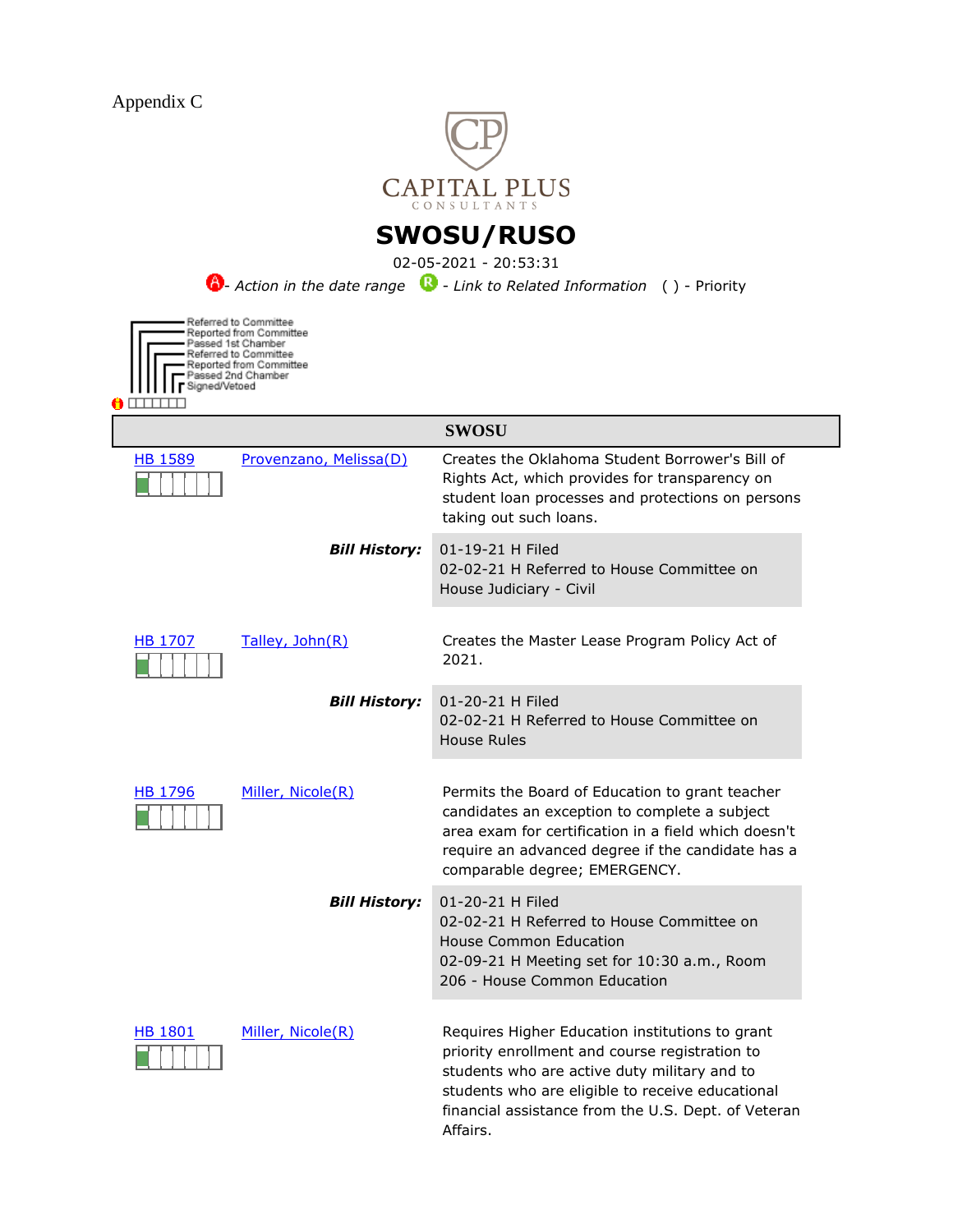Appendix C

CAPITAL PLUS
CONSULTANTS

# SWOSU/RUSO

02-05-2021 - 20:53:31

*- Action in the date range* *- Link to Related Information* ( ) - Priority

Referred to Committee
Reported from Committee
Passed 1st Chamber
Referred to Committee
Reported from Committee
Passed 2nd Chamber
Signed/Vetoed

## SWOSU

HB 1589 | Provenzano, Melissa(D)

Creates the Oklahoma Student Borrower's Bill of Rights Act, which provides for transparency on student loan processes and protections on persons taking out such loans.

***Bill History:***
01-19-21 H Filed
02-02-21 H Referred to House Committee on House Judiciary - Civil

HB 1707 | Talley, John(R)

Creates the Master Lease Program Policy Act of 2021.

***Bill History:***
01-20-21 H Filed
02-02-21 H Referred to House Committee on House Rules

HB 1796 | Miller, Nicole(R)

Permits the Board of Education to grant teacher candidates an exception to complete a subject area exam for certification in a field which doesn't require an advanced degree if the candidate has a comparable degree; EMERGENCY.

***Bill History:***
01-20-21 H Filed
02-02-21 H Referred to House Committee on House Common Education
02-09-21 H Meeting set for 10:30 a.m., Room 206 - House Common Education

HB 1801 | Miller, Nicole(R)

Requires Higher Education institutions to grant priority enrollment and course registration to students who are active duty military and to students who are eligible to receive educational financial assistance from the U.S. Dept. of Veteran Affairs.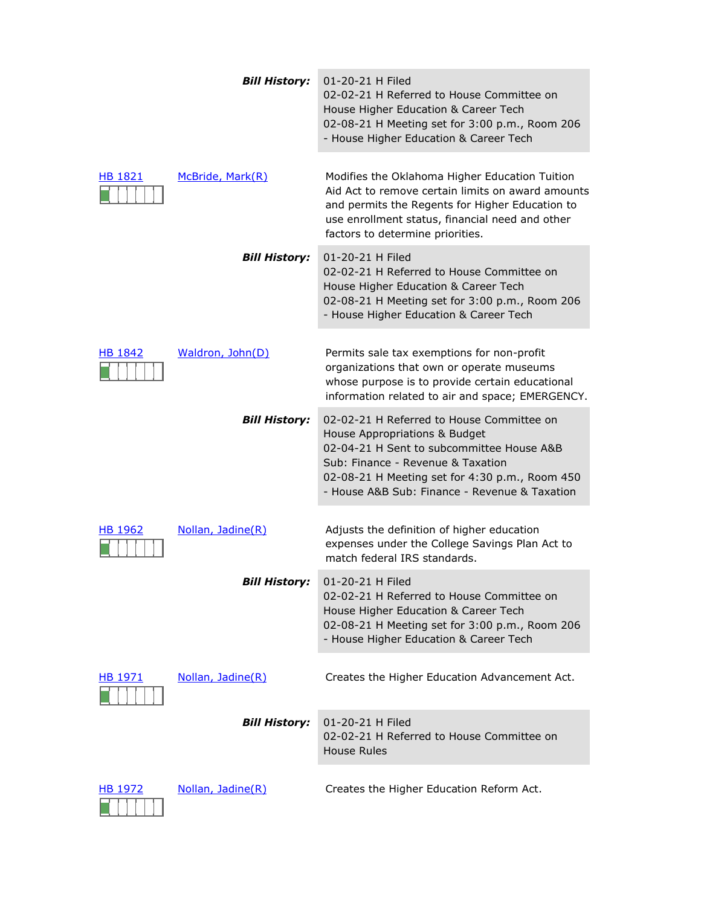**Bill History:**

01-20-21 H Filed
02-02-21 H Referred to House Committee on House Higher Education & Career Tech
02-08-21 H Meeting set for 3:00 p.m., Room 206 - House Higher Education & Career Tech

---

**HB 1821** — McBride, Mark(R)

Modifies the Oklahoma Higher Education Tuition Aid Act to remove certain limits on award amounts and permits the Regents for Higher Education to use enrollment status, financial need and other factors to determine priorities.

**Bill History:**

01-20-21 H Filed
02-02-21 H Referred to House Committee on House Higher Education & Career Tech
02-08-21 H Meeting set for 3:00 p.m., Room 206 - House Higher Education & Career Tech

---

**HB 1842** — Waldron, John(D)

Permits sale tax exemptions for non-profit organizations that own or operate museums whose purpose is to provide certain educational information related to air and space; EMERGENCY.

**Bill History:**

02-02-21 H Referred to House Committee on House Appropriations & Budget
02-04-21 H Sent to subcommittee House A&B Sub: Finance - Revenue & Taxation
02-08-21 H Meeting set for 4:30 p.m., Room 450 - House A&B Sub: Finance - Revenue & Taxation

---

**HB 1962** — Nollan, Jadine(R)

Adjusts the definition of higher education expenses under the College Savings Plan Act to match federal IRS standards.

**Bill History:**

01-20-21 H Filed
02-02-21 H Referred to House Committee on House Higher Education & Career Tech
02-08-21 H Meeting set for 3:00 p.m., Room 206 - House Higher Education & Career Tech

---

**HB 1971** — Nollan, Jadine(R)

Creates the Higher Education Advancement Act.

**Bill History:**

01-20-21 H Filed
02-02-21 H Referred to House Committee on House Rules

---

**HB 1972** — Nollan, Jadine(R)

Creates the Higher Education Reform Act.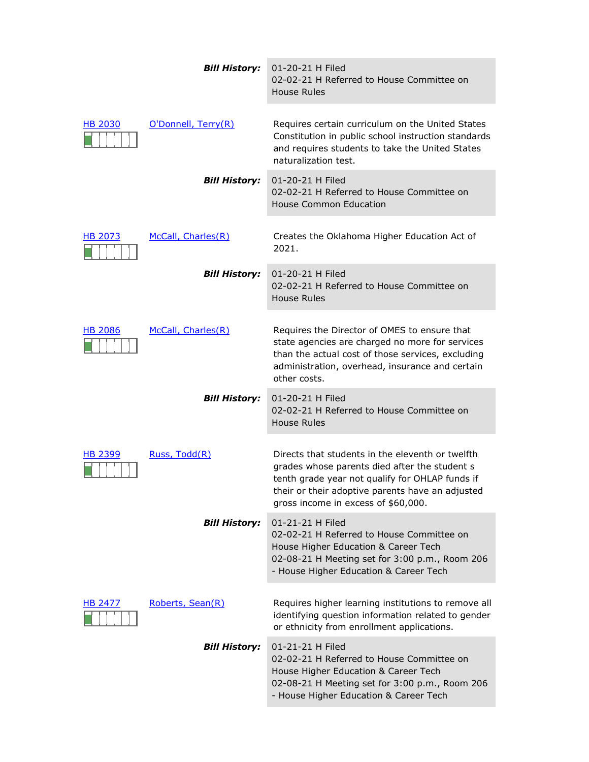**Bill History:** 01-20-21 H Filed
02-02-21 H Referred to House Committee on House Rules

**HB 2030** — O'Donnell, Terry(R)

Requires certain curriculum on the United States Constitution in public school instruction standards and requires students to take the United States naturalization test.

**Bill History:** 01-20-21 H Filed
02-02-21 H Referred to House Committee on House Common Education

**HB 2073** — McCall, Charles(R)

Creates the Oklahoma Higher Education Act of 2021.

**Bill History:** 01-20-21 H Filed
02-02-21 H Referred to House Committee on House Rules

**HB 2086** — McCall, Charles(R)

Requires the Director of OMES to ensure that state agencies are charged no more for services than the actual cost of those services, excluding administration, overhead, insurance and certain other costs.

**Bill History:** 01-20-21 H Filed
02-02-21 H Referred to House Committee on House Rules

**HB 2399** — Russ, Todd(R)

Directs that students in the eleventh or twelfth grades whose parents died after the student s tenth grade year not qualify for OHLAP funds if their or their adoptive parents have an adjusted gross income in excess of $60,000.

**Bill History:** 01-21-21 H Filed
02-02-21 H Referred to House Committee on House Higher Education & Career Tech
02-08-21 H Meeting set for 3:00 p.m., Room 206 - House Higher Education & Career Tech

**HB 2477** — Roberts, Sean(R)

Requires higher learning institutions to remove all identifying question information related to gender or ethnicity from enrollment applications.

**Bill History:** 01-21-21 H Filed
02-02-21 H Referred to House Committee on House Higher Education & Career Tech
02-08-21 H Meeting set for 3:00 p.m., Room 206 - House Higher Education & Career Tech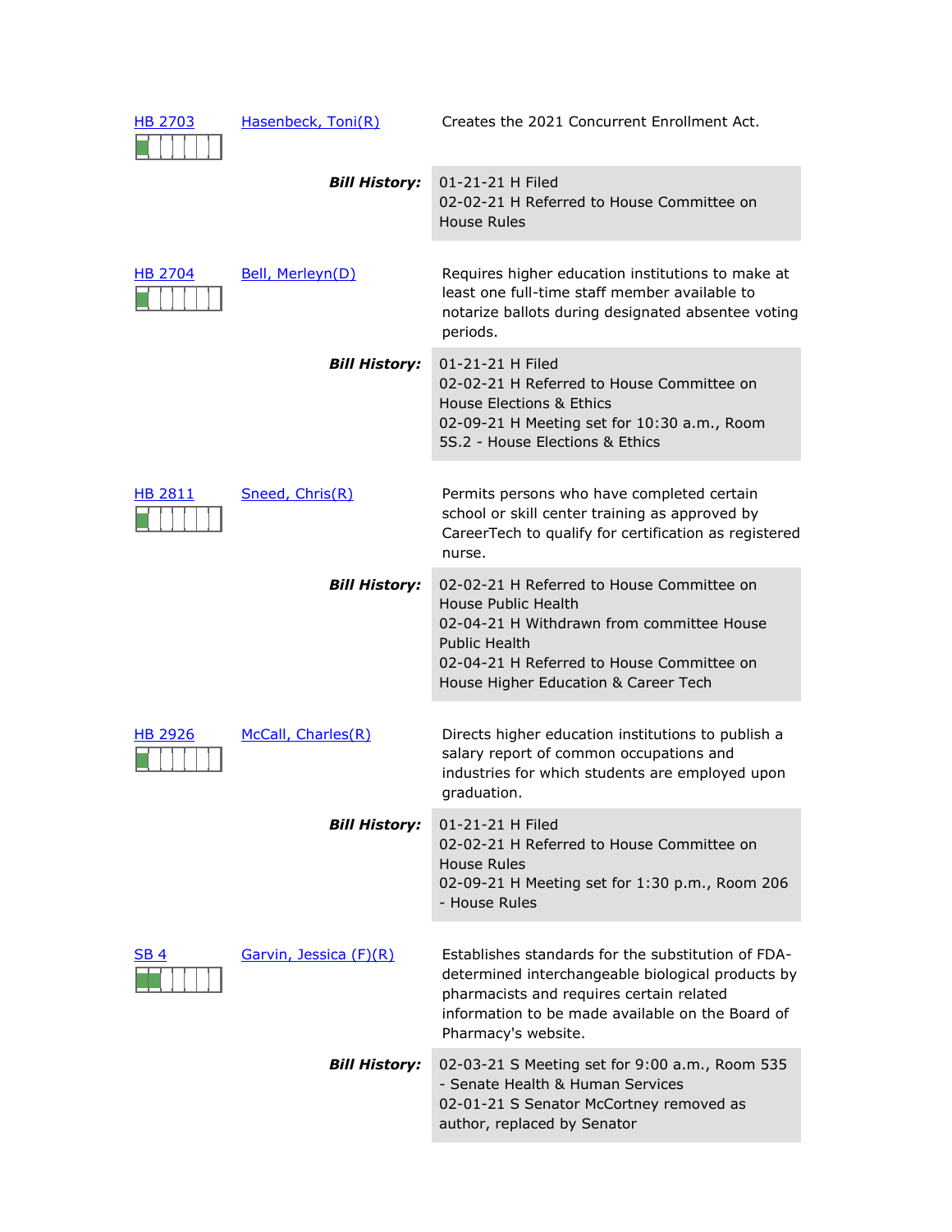[HB 2703](#) | [Hasenbeck, Toni(R)](#)

Creates the 2021 Concurrent Enrollment Act.

***Bill History:***

01-21-21 H Filed
02-02-21 H Referred to House Committee on House Rules

[HB 2704](#) | [Bell, Merleyn(D)](#)

Requires higher education institutions to make at least one full-time staff member available to notarize ballots during designated absentee voting periods.

***Bill History:***

01-21-21 H Filed
02-02-21 H Referred to House Committee on House Elections & Ethics
02-09-21 H Meeting set for 10:30 a.m., Room 5S.2 - House Elections & Ethics

[HB 2811](#) | [Sneed, Chris(R)](#)

Permits persons who have completed certain school or skill center training as approved by CareerTech to qualify for certification as registered nurse.

***Bill History:***

02-02-21 H Referred to House Committee on House Public Health
02-04-21 H Withdrawn from committee House Public Health
02-04-21 H Referred to House Committee on House Higher Education & Career Tech

[HB 2926](#) | [McCall, Charles(R)](#)

Directs higher education institutions to publish a salary report of common occupations and industries for which students are employed upon graduation.

***Bill History:***

01-21-21 H Filed
02-02-21 H Referred to House Committee on House Rules
02-09-21 H Meeting set for 1:30 p.m., Room 206 - House Rules

[SB 4](#) | [Garvin, Jessica (F)(R)](#)

Establishes standards for the substitution of FDA-determined interchangeable biological products by pharmacists and requires certain related information to be made available on the Board of Pharmacy's website.

***Bill History:***

02-03-21 S Meeting set for 9:00 a.m., Room 535 - Senate Health & Human Services
02-01-21 S Senator McCortney removed as author, replaced by Senator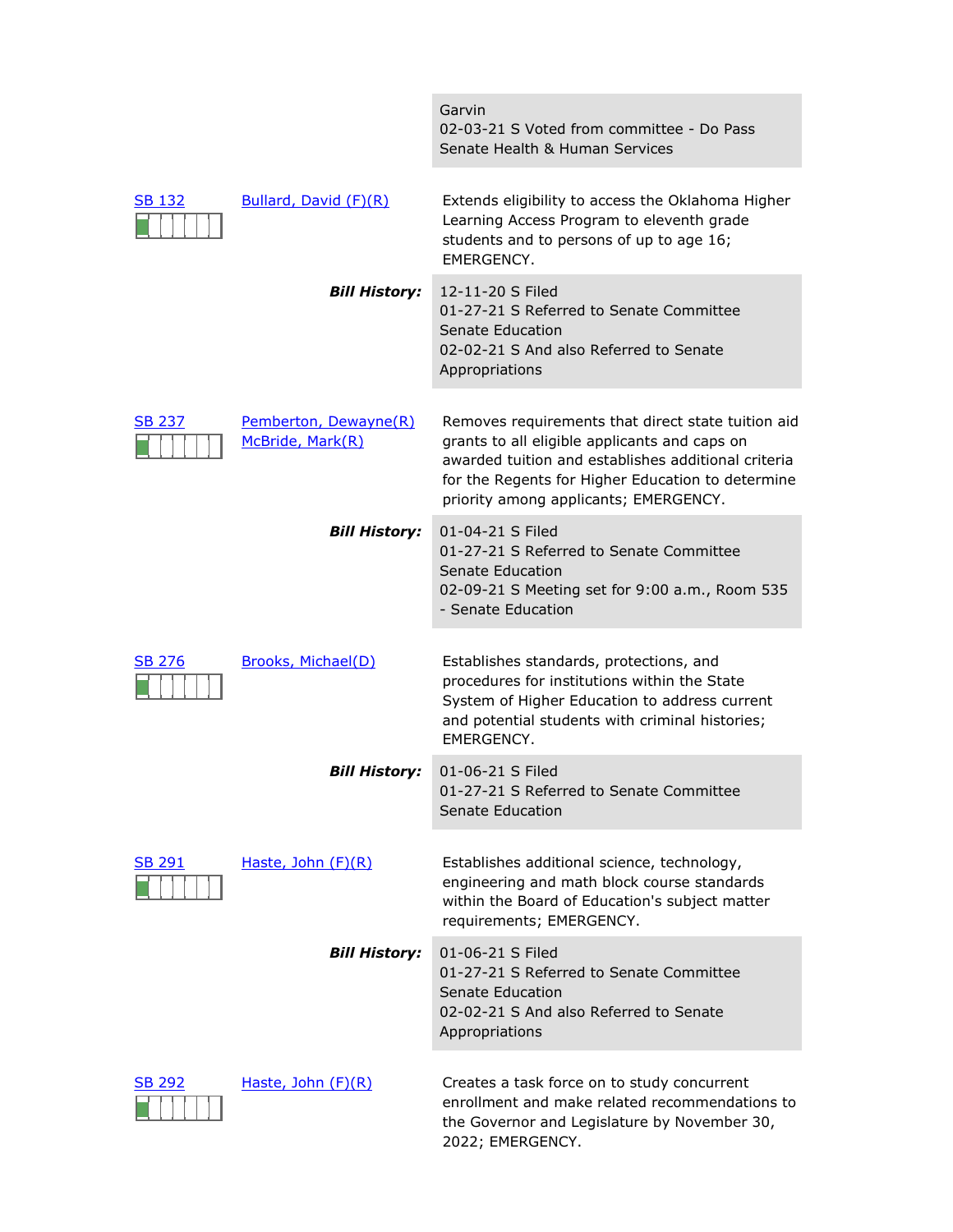| | | |
|---|---|---|
| | | Garvin<br>02-03-21 S Voted from committee - Do Pass Senate Health & Human Services |
| SB 132 | Bullard, David (F)(R) | Extends eligibility to access the Oklahoma Higher Learning Access Program to eleventh grade students and to persons of up to age 16; EMERGENCY. |
| | ***Bill History:*** | 12-11-20 S Filed<br>01-27-21 S Referred to Senate Committee Senate Education<br>02-02-21 S And also Referred to Senate Appropriations |
| SB 237 | Pemberton, Dewayne(R)<br>McBride, Mark(R) | Removes requirements that direct state tuition aid grants to all eligible applicants and caps on awarded tuition and establishes additional criteria for the Regents for Higher Education to determine priority among applicants; EMERGENCY. |
| | ***Bill History:*** | 01-04-21 S Filed<br>01-27-21 S Referred to Senate Committee Senate Education<br>02-09-21 S Meeting set for 9:00 a.m., Room 535 - Senate Education |
| SB 276 | Brooks, Michael(D) | Establishes standards, protections, and procedures for institutions within the State System of Higher Education to address current and potential students with criminal histories; EMERGENCY. |
| | ***Bill History:*** | 01-06-21 S Filed<br>01-27-21 S Referred to Senate Committee Senate Education |
| SB 291 | Haste, John (F)(R) | Establishes additional science, technology, engineering and math block course standards within the Board of Education's subject matter requirements; EMERGENCY. |
| | ***Bill History:*** | 01-06-21 S Filed<br>01-27-21 S Referred to Senate Committee Senate Education<br>02-02-21 S And also Referred to Senate Appropriations |
| SB 292 | Haste, John (F)(R) | Creates a task force on to study concurrent enrollment and make related recommendations to the Governor and Legislature by November 30, 2022; EMERGENCY. |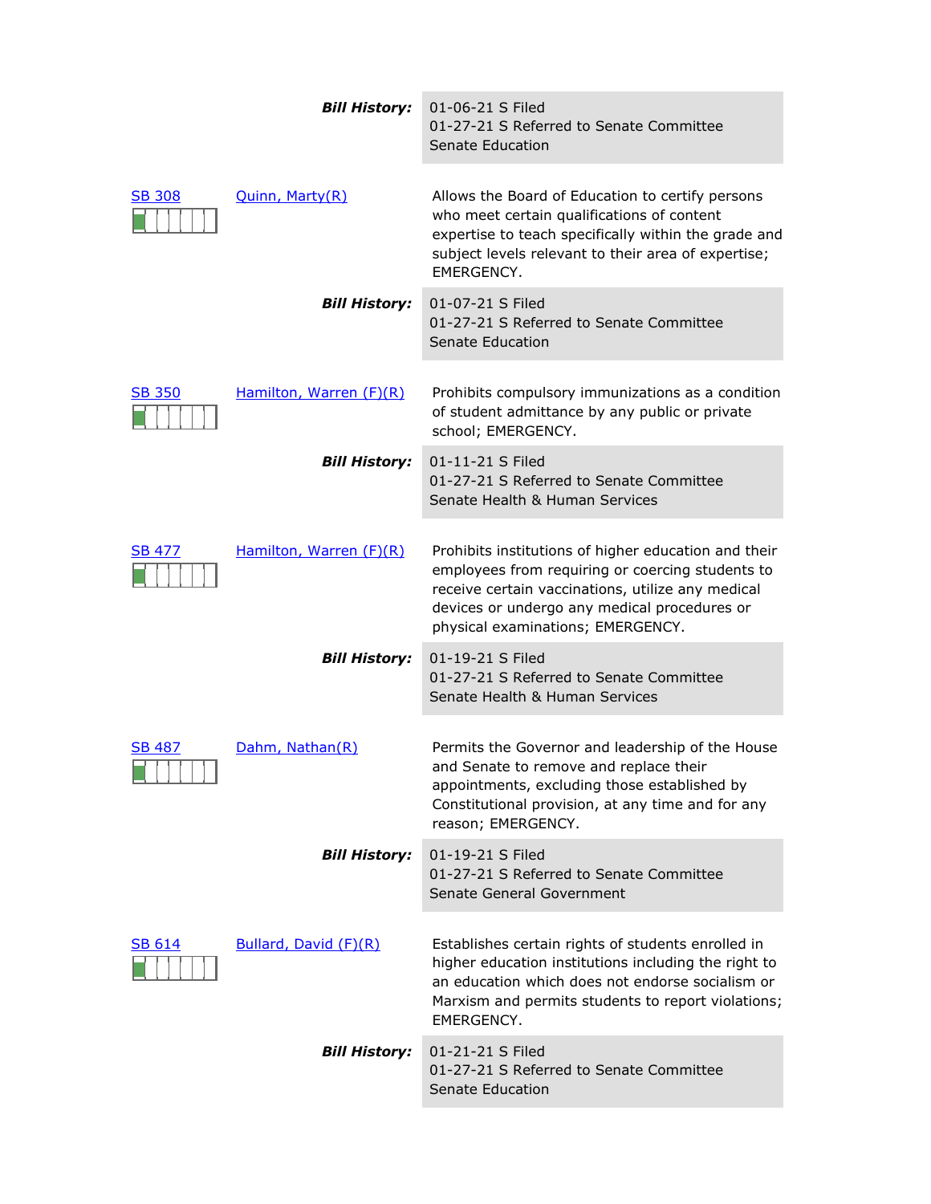**Bill History:** 01-06-21 S Filed
01-27-21 S Referred to Senate Committee
Senate Education

---

[SB 308](#) — [Quinn, Marty(R)](#)

Allows the Board of Education to certify persons who meet certain qualifications of content expertise to teach specifically within the grade and subject levels relevant to their area of expertise; EMERGENCY.

**Bill History:** 01-07-21 S Filed
01-27-21 S Referred to Senate Committee
Senate Education

---

[SB 350](#) — [Hamilton, Warren (F)(R)](#)

Prohibits compulsory immunizations as a condition of student admittance by any public or private school; EMERGENCY.

**Bill History:** 01-11-21 S Filed
01-27-21 S Referred to Senate Committee
Senate Health & Human Services

---

[SB 477](#) — [Hamilton, Warren (F)(R)](#)

Prohibits institutions of higher education and their employees from requiring or coercing students to receive certain vaccinations, utilize any medical devices or undergo any medical procedures or physical examinations; EMERGENCY.

**Bill History:** 01-19-21 S Filed
01-27-21 S Referred to Senate Committee
Senate Health & Human Services

---

[SB 487](#) — [Dahm, Nathan(R)](#)

Permits the Governor and leadership of the House and Senate to remove and replace their appointments, excluding those established by Constitutional provision, at any time and for any reason; EMERGENCY.

**Bill History:** 01-19-21 S Filed
01-27-21 S Referred to Senate Committee
Senate General Government

---

[SB 614](#) — [Bullard, David (F)(R)](#)

Establishes certain rights of students enrolled in higher education institutions including the right to an education which does not endorse socialism or Marxism and permits students to report violations; EMERGENCY.

**Bill History:** 01-21-21 S Filed
01-27-21 S Referred to Senate Committee
Senate Education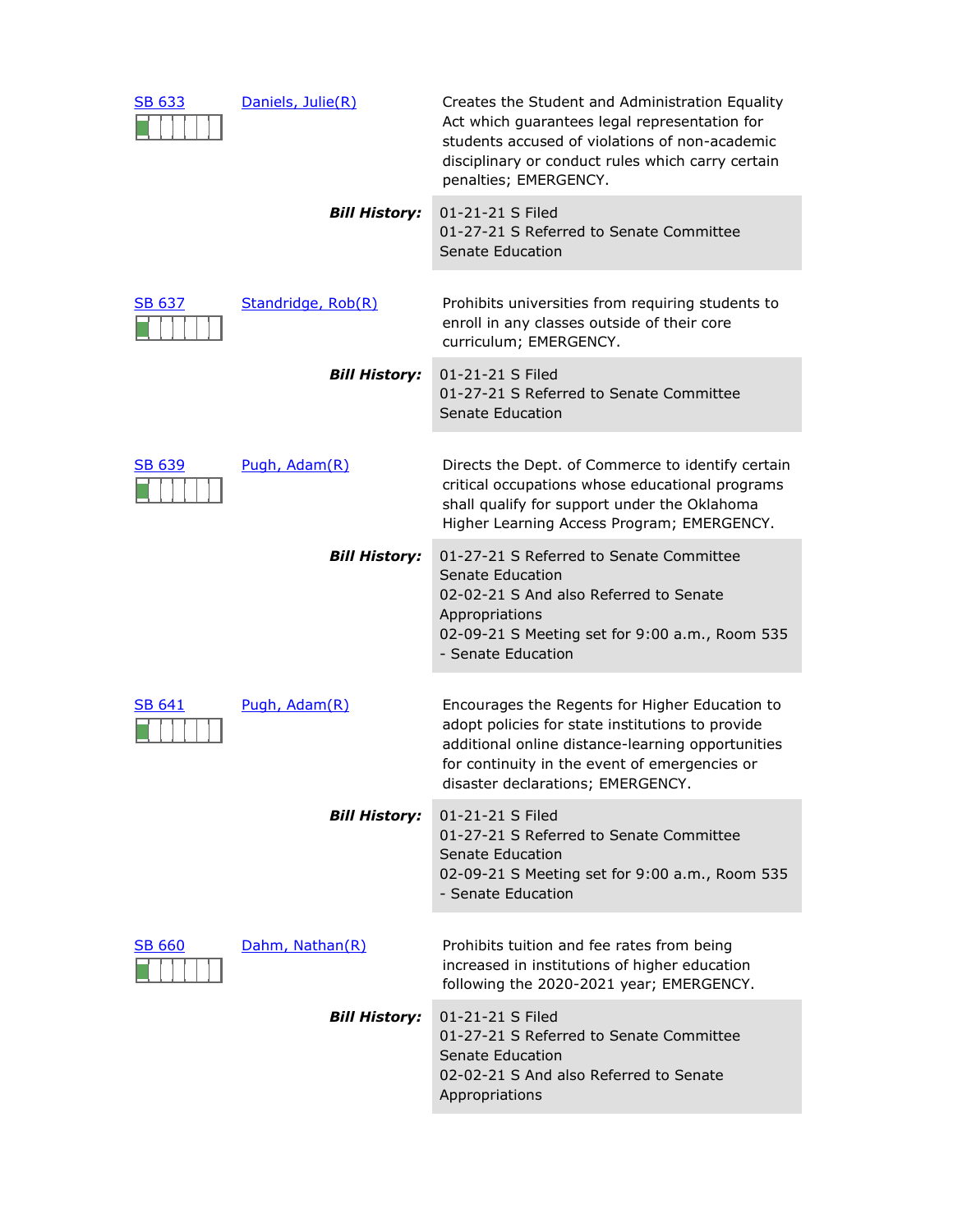[SB 633](#) | [Daniels, Julie(R)](#)

Creates the Student and Administration Equality Act which guarantees legal representation for students accused of violations of non-academic disciplinary or conduct rules which carry certain penalties; EMERGENCY.

***Bill History:***
01-21-21 S Filed
01-27-21 S Referred to Senate Committee Senate Education

[SB 637](#) | [Standridge, Rob(R)](#)

Prohibits universities from requiring students to enroll in any classes outside of their core curriculum; EMERGENCY.

***Bill History:***
01-21-21 S Filed
01-27-21 S Referred to Senate Committee Senate Education

[SB 639](#) | [Pugh, Adam(R)](#)

Directs the Dept. of Commerce to identify certain critical occupations whose educational programs shall qualify for support under the Oklahoma Higher Learning Access Program; EMERGENCY.

***Bill History:***
01-27-21 S Referred to Senate Committee Senate Education
02-02-21 S And also Referred to Senate Appropriations
02-09-21 S Meeting set for 9:00 a.m., Room 535 - Senate Education

[SB 641](#) | [Pugh, Adam(R)](#)

Encourages the Regents for Higher Education to adopt policies for state institutions to provide additional online distance-learning opportunities for continuity in the event of emergencies or disaster declarations; EMERGENCY.

***Bill History:***
01-21-21 S Filed
01-27-21 S Referred to Senate Committee Senate Education
02-09-21 S Meeting set for 9:00 a.m., Room 535 - Senate Education

[SB 660](#) | [Dahm, Nathan(R)](#)

Prohibits tuition and fee rates from being increased in institutions of higher education following the 2020-2021 year; EMERGENCY.

***Bill History:***
01-21-21 S Filed
01-27-21 S Referred to Senate Committee Senate Education
02-02-21 S And also Referred to Senate Appropriations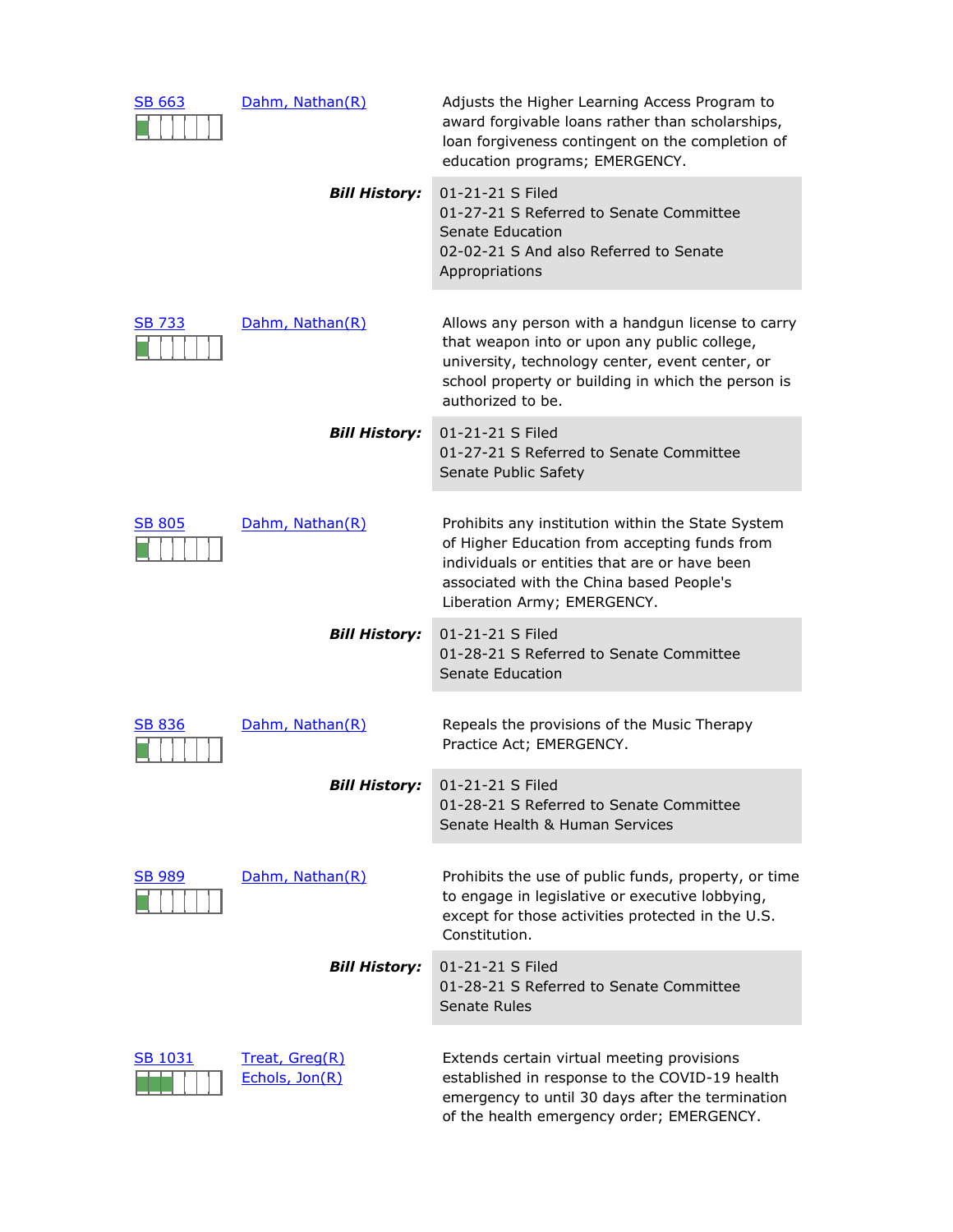**SB 663** — Dahm, Nathan(R)

Adjusts the Higher Learning Access Program to award forgivable loans rather than scholarships, loan forgiveness contingent on the completion of education programs; EMERGENCY.

***Bill History:***
01-21-21 S Filed
01-27-21 S Referred to Senate Committee Senate Education
02-02-21 S And also Referred to Senate Appropriations

**SB 733** — Dahm, Nathan(R)

Allows any person with a handgun license to carry that weapon into or upon any public college, university, technology center, event center, or school property or building in which the person is authorized to be.

***Bill History:***
01-21-21 S Filed
01-27-21 S Referred to Senate Committee Senate Public Safety

**SB 805** — Dahm, Nathan(R)

Prohibits any institution within the State System of Higher Education from accepting funds from individuals or entities that are or have been associated with the China based People's Liberation Army; EMERGENCY.

***Bill History:***
01-21-21 S Filed
01-28-21 S Referred to Senate Committee Senate Education

**SB 836** — Dahm, Nathan(R)

Repeals the provisions of the Music Therapy Practice Act; EMERGENCY.

***Bill History:***
01-21-21 S Filed
01-28-21 S Referred to Senate Committee Senate Health & Human Services

**SB 989** — Dahm, Nathan(R)

Prohibits the use of public funds, property, or time to engage in legislative or executive lobbying, except for those activities protected in the U.S. Constitution.

***Bill History:***
01-21-21 S Filed
01-28-21 S Referred to Senate Committee Senate Rules

**SB 1031** — Treat, Greg(R), Echols, Jon(R)

Extends certain virtual meeting provisions established in response to the COVID-19 health emergency to until 30 days after the termination of the health emergency order; EMERGENCY.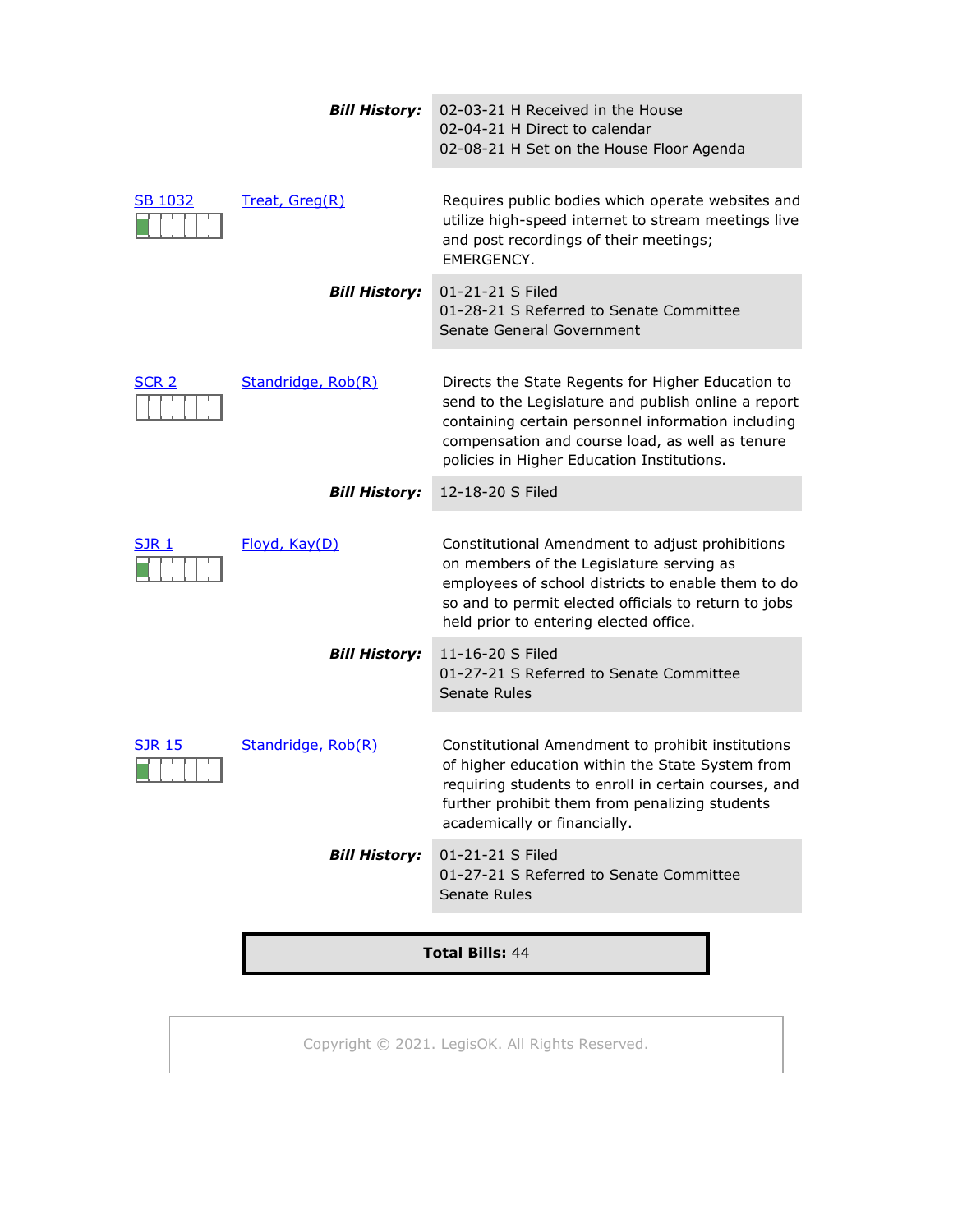**Bill History:**
02-03-21 H Received in the House
02-04-21 H Direct to calendar
02-08-21 H Set on the House Floor Agenda

SB 1032 | Treat, Greg(R)

Requires public bodies which operate websites and utilize high-speed internet to stream meetings live and post recordings of their meetings; EMERGENCY.

**Bill History:**
01-21-21 S Filed
01-28-21 S Referred to Senate Committee Senate General Government

SCR 2 | Standridge, Rob(R)

Directs the State Regents for Higher Education to send to the Legislature and publish online a report containing certain personnel information including compensation and course load, as well as tenure policies in Higher Education Institutions.

**Bill History:**
12-18-20 S Filed

SJR 1 | Floyd, Kay(D)

Constitutional Amendment to adjust prohibitions on members of the Legislature serving as employees of school districts to enable them to do so and to permit elected officials to return to jobs held prior to entering elected office.

**Bill History:**
11-16-20 S Filed
01-27-21 S Referred to Senate Committee Senate Rules

SJR 15 | Standridge, Rob(R)

Constitutional Amendment to prohibit institutions of higher education within the State System from requiring students to enroll in certain courses, and further prohibit them from penalizing students academically or financially.

**Bill History:**
01-21-21 S Filed
01-27-21 S Referred to Senate Committee Senate Rules

**Total Bills:** 44

Copyright © 2021. LegisOK. All Rights Reserved.